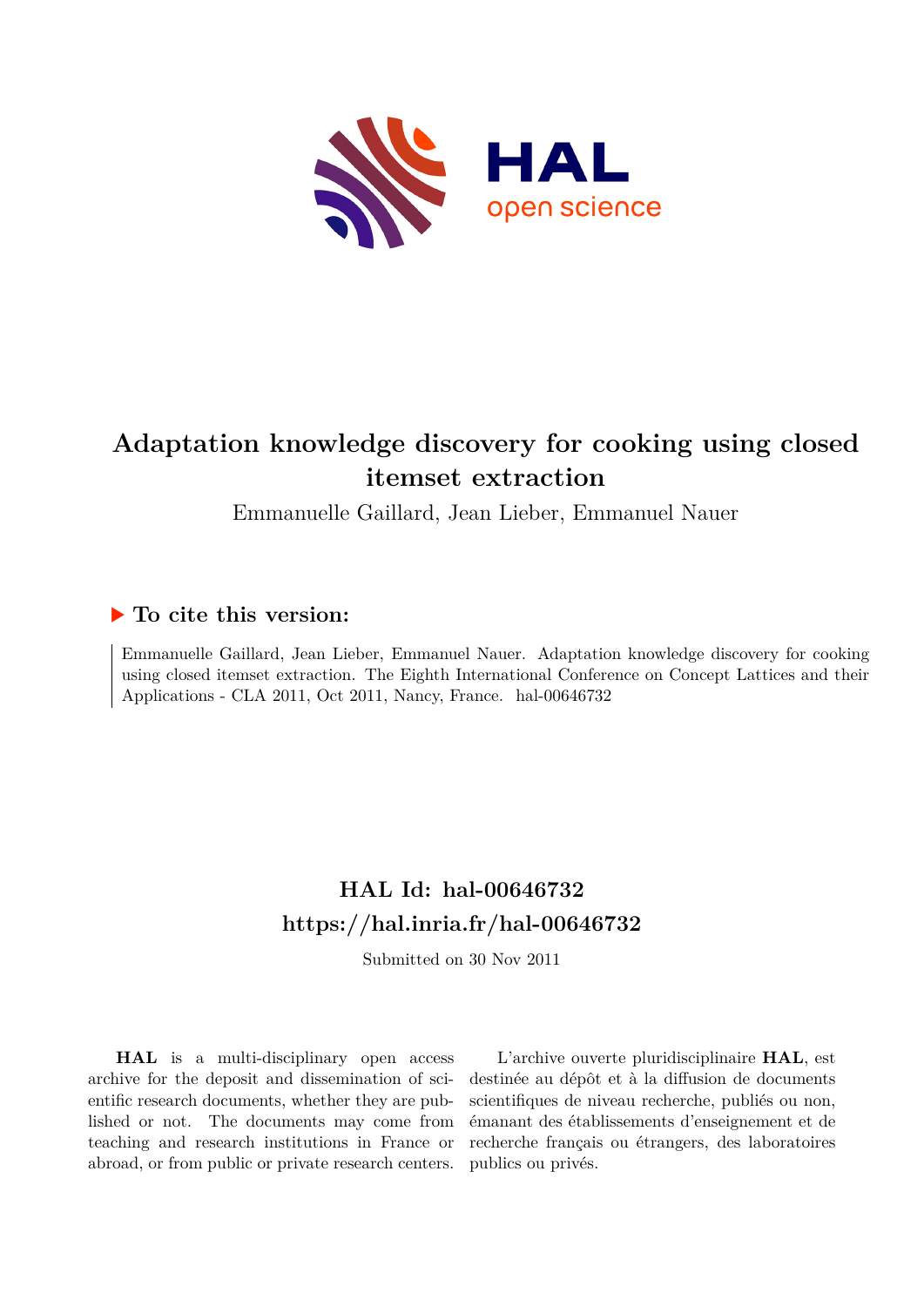# Adaptation knowledge discovery for cooking using closed itemset extraction

Emmanuelle Gaillard, Jean Lieber, Emmanuel Nauer

## ▶ To cite this version:

Emmanuelle Gaillard, Jean Lieber, Emmanuel Nauer. Adaptation knowledge discovery for cooking using closed itemset extraction. The Eighth International Conference on Concept Lattices and their Applications - CLA 2011, Oct 2011, Nancy, France. hal-00646732

## HAL Id: hal-00646732
## https://hal.inria.fr/hal-00646732

Submitted on 30 Nov 2011

**HAL** is a multi-disciplinary open access archive for the deposit and dissemination of scientific research documents, whether they are published or not. The documents may come from teaching and research institutions in France or abroad, or from public or private research centers.

L'archive ouverte pluridisciplinaire **HAL**, est destinée au dépôt et à la diffusion de documents scientifiques de niveau recherche, publiés ou non, émanant des établissements d'enseignement et de recherche français ou étrangers, des laboratoires publics ou privés.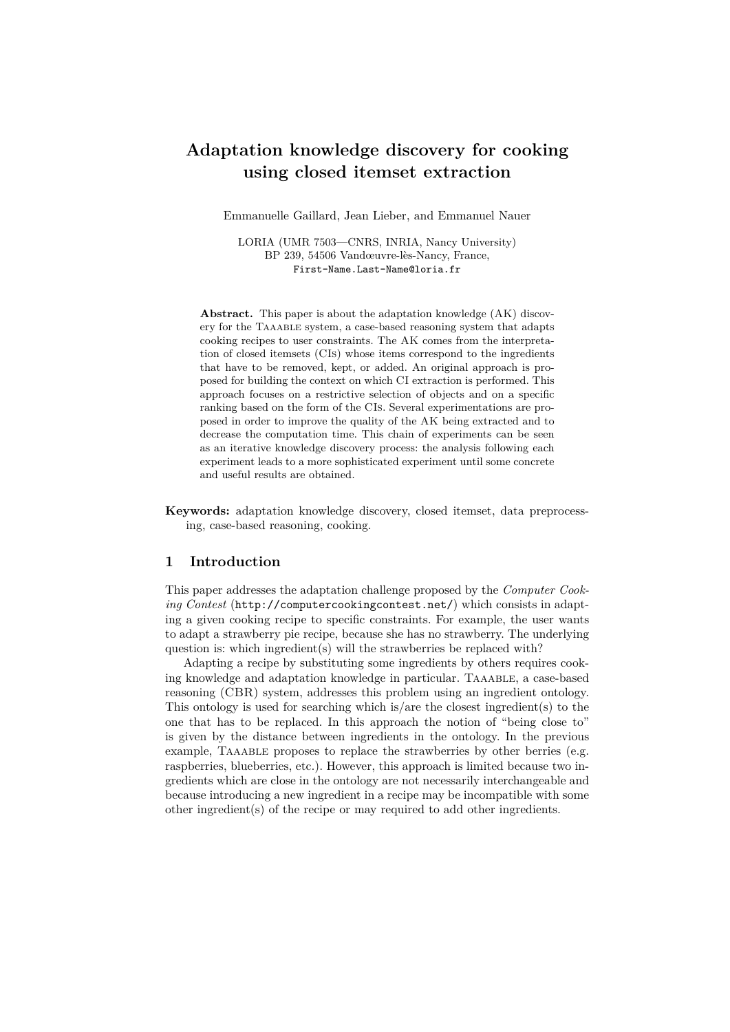# Adaptation knowledge discovery for cooking using closed itemset extraction

Emmanuelle Gaillard, Jean Lieber, and Emmanuel Nauer

LORIA (UMR 7503—CNRS, INRIA, Nancy University)
BP 239, 54506 Vandœuvre-lès-Nancy, France,
First-Name.Last-Name@loria.fr

**Abstract.** This paper is about the adaptation knowledge (AK) discovery for the TAAABLE system, a case-based reasoning system that adapts cooking recipes to user constraints. The AK comes from the interpretation of closed itemsets (CIs) whose items correspond to the ingredients that have to be removed, kept, or added. An original approach is proposed for building the context on which CI extraction is performed. This approach focuses on a restrictive selection of objects and on a specific ranking based on the form of the CIs. Several experimentations are proposed in order to improve the quality of the AK being extracted and to decrease the computation time. This chain of experiments can be seen as an iterative knowledge discovery process: the analysis following each experiment leads to a more sophisticated experiment until some concrete and useful results are obtained.

**Keywords:** adaptation knowledge discovery, closed itemset, data preprocessing, case-based reasoning, cooking.

## 1 Introduction

This paper addresses the adaptation challenge proposed by the *Computer Cooking Contest* (http://computercookingcontest.net/) which consists in adapting a given cooking recipe to specific constraints. For example, the user wants to adapt a strawberry pie recipe, because she has no strawberry. The underlying question is: which ingredient(s) will the strawberries be replaced with?

Adapting a recipe by substituting some ingredients by others requires cooking knowledge and adaptation knowledge in particular. TAAABLE, a case-based reasoning (CBR) system, addresses this problem using an ingredient ontology. This ontology is used for searching which is/are the closest ingredient(s) to the one that has to be replaced. In this approach the notion of "being close to" is given by the distance between ingredients in the ontology. In the previous example, TAAABLE proposes to replace the strawberries by other berries (e.g. raspberries, blueberries, etc.). However, this approach is limited because two ingredients which are close in the ontology are not necessarily interchangeable and because introducing a new ingredient in a recipe may be incompatible with some other ingredient(s) of the recipe or may required to add other ingredients.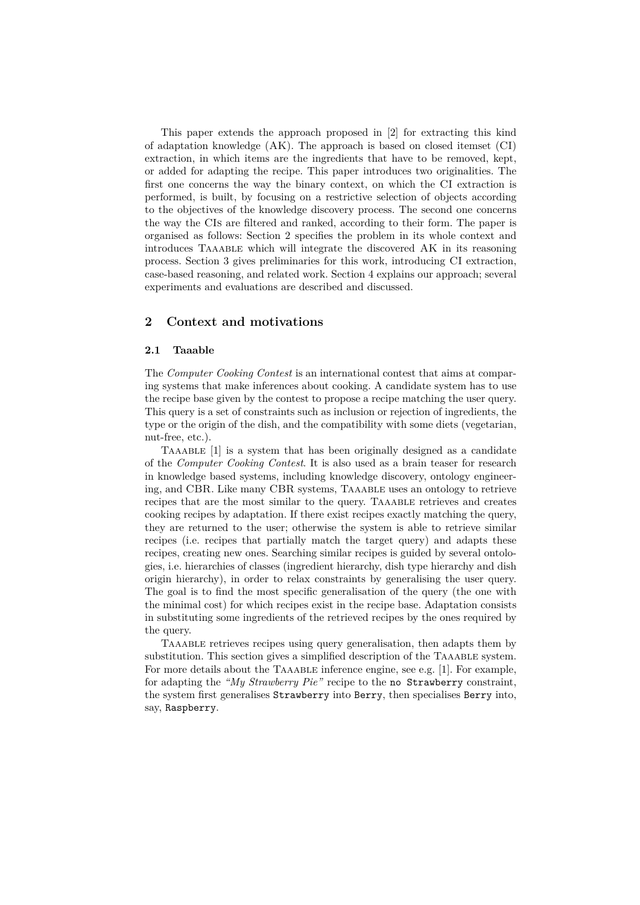This paper extends the approach proposed in [2] for extracting this kind of adaptation knowledge (AK). The approach is based on closed itemset (CI) extraction, in which items are the ingredients that have to be removed, kept, or added for adapting the recipe. This paper introduces two originalities. The first one concerns the way the binary context, on which the CI extraction is performed, is built, by focusing on a restrictive selection of objects according to the objectives of the knowledge discovery process. The second one concerns the way the CIs are filtered and ranked, according to their form. The paper is organised as follows: Section 2 specifies the problem in its whole context and introduces Taaable which will integrate the discovered AK in its reasoning process. Section 3 gives preliminaries for this work, introducing CI extraction, case-based reasoning, and related work. Section 4 explains our approach; several experiments and evaluations are described and discussed.

## 2 Context and motivations

### 2.1 Taaable

The *Computer Cooking Contest* is an international contest that aims at comparing systems that make inferences about cooking. A candidate system has to use the recipe base given by the contest to propose a recipe matching the user query. This query is a set of constraints such as inclusion or rejection of ingredients, the type or the origin of the dish, and the compatibility with some diets (vegetarian, nut-free, etc.).

Taaable [1] is a system that has been originally designed as a candidate of the *Computer Cooking Contest*. It is also used as a brain teaser for research in knowledge based systems, including knowledge discovery, ontology engineering, and CBR. Like many CBR systems, Taaable uses an ontology to retrieve recipes that are the most similar to the query. Taaable retrieves and creates cooking recipes by adaptation. If there exist recipes exactly matching the query, they are returned to the user; otherwise the system is able to retrieve similar recipes (i.e. recipes that partially match the target query) and adapts these recipes, creating new ones. Searching similar recipes is guided by several ontologies, i.e. hierarchies of classes (ingredient hierarchy, dish type hierarchy and dish origin hierarchy), in order to relax constraints by generalising the user query. The goal is to find the most specific generalisation of the query (the one with the minimal cost) for which recipes exist in the recipe base. Adaptation consists in substituting some ingredients of the retrieved recipes by the ones required by the query.

Taaable retrieves recipes using query generalisation, then adapts them by substitution. This section gives a simplified description of the Taaable system. For more details about the Taaable inference engine, see e.g. [1]. For example, for adapting the *"My Strawberry Pie"* recipe to the `no Strawberry` constraint, the system first generalises `Strawberry` into `Berry`, then specialises `Berry` into, say, `Raspberry`.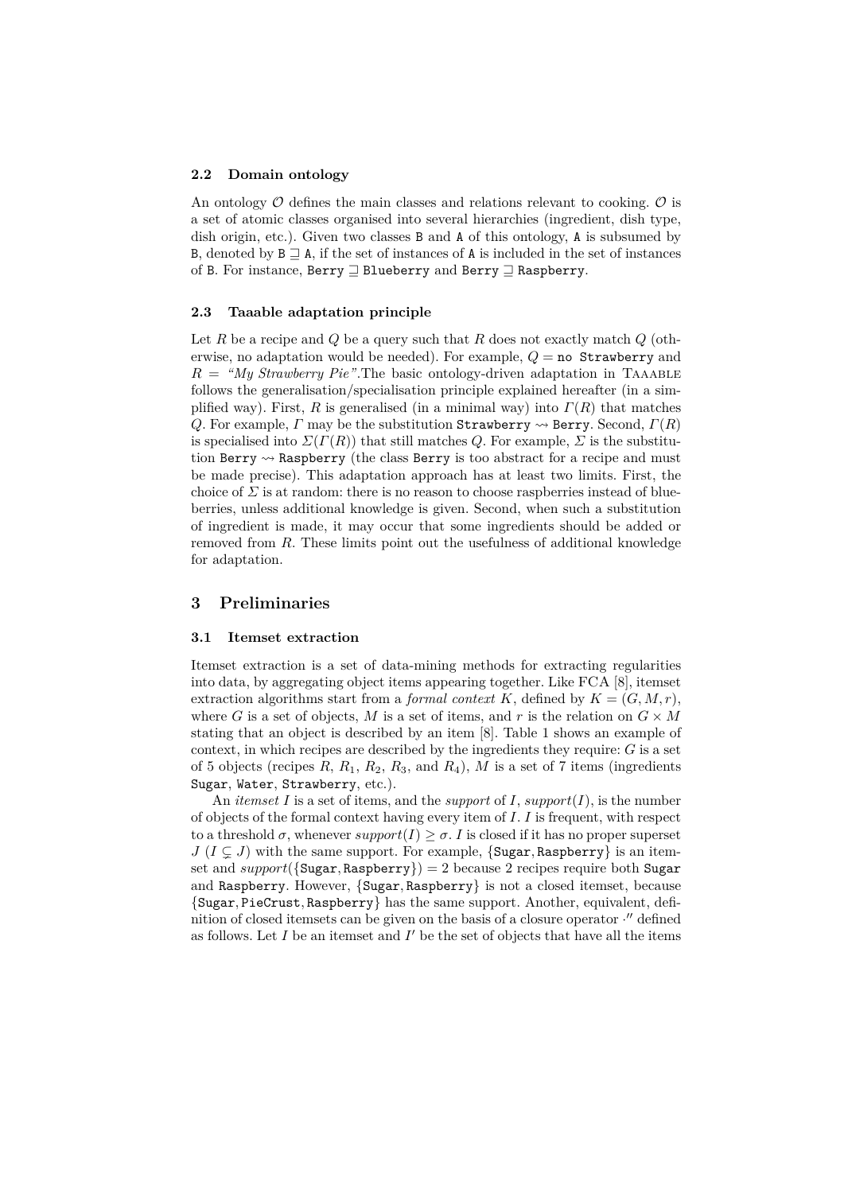### 2.2 Domain ontology

An ontology $\mathcal{O}$ defines the main classes and relations relevant to cooking. $\mathcal{O}$ is a set of atomic classes organised into several hierarchies (ingredient, dish type, dish origin, etc.). Given two classes B and A of this ontology, A is subsumed by B, denoted by $\mathtt{B} \sqsupseteq \mathtt{A}$, if the set of instances of A is included in the set of instances of B. For instance, $\mathtt{Berry} \sqsupseteq \mathtt{Blueberry}$ and $\mathtt{Berry} \sqsupseteq \mathtt{Raspberry}$.

### 2.3 Taaable adaptation principle

Let $R$ be a recipe and $Q$ be a query such that $R$ does not exactly match $Q$ (otherwise, no adaptation would be needed). For example, $Q = \mathtt{no\ Strawberry}$ and $R =$ *"My Strawberry Pie"*.The basic ontology-driven adaptation in Taaable follows the generalisation/specialisation principle explained hereafter (in a simplified way). First, $R$ is generalised (in a minimal way) into $\Gamma(R)$ that matches $Q$. For example, $\Gamma$ may be the substitution $\mathtt{Strawberry} \rightsquigarrow \mathtt{Berry}$. Second, $\Gamma(R)$ is specialised into $\Sigma(\Gamma(R))$ that still matches $Q$. For example, $\Sigma$ is the substitution $\mathtt{Berry} \rightsquigarrow \mathtt{Raspberry}$ (the class Berry is too abstract for a recipe and must be made precise). This adaptation approach has at least two limits. First, the choice of $\Sigma$ is at random: there is no reason to choose raspberries instead of blueberries, unless additional knowledge is given. Second, when such a substitution of ingredient is made, it may occur that some ingredients should be added or removed from $R$. These limits point out the usefulness of additional knowledge for adaptation.

## 3 Preliminaries

### 3.1 Itemset extraction

Itemset extraction is a set of data-mining methods for extracting regularities into data, by aggregating object items appearing together. Like FCA [8], itemset extraction algorithms start from a *formal context* $K$, defined by $K = (G, M, r)$, where $G$ is a set of objects, $M$ is a set of items, and $r$ is the relation on $G \times M$ stating that an object is described by an item [8]. Table 1 shows an example of context, in which recipes are described by the ingredients they require: $G$ is a set of 5 objects (recipes $R$, $R_1$, $R_2$, $R_3$, and $R_4$), $M$ is a set of 7 items (ingredients Sugar, Water, Strawberry, etc.).

An *itemset* $I$ is a set of items, and the *support* of $I$, $support(I)$, is the number of objects of the formal context having every item of $I$. $I$ is frequent, with respect to a threshold $\sigma$, whenever $support(I) \geq \sigma$. $I$ is closed if it has no proper superset $J$ ($I \subsetneq J$) with the same support. For example, $\{\mathtt{Sugar}, \mathtt{Raspberry}\}$ is an itemset and $support(\{\mathtt{Sugar}, \mathtt{Raspberry}\}) = 2$ because 2 recipes require both Sugar and Raspberry. However, $\{\mathtt{Sugar}, \mathtt{Raspberry}\}$ is not a closed itemset, because $\{\mathtt{Sugar}, \mathtt{PieCrust}, \mathtt{Raspberry}\}$ has the same support. Another, equivalent, definition of closed itemsets can be given on the basis of a closure operator $\cdot''$ defined as follows. Let $I$ be an itemset and $I'$ be the set of objects that have all the items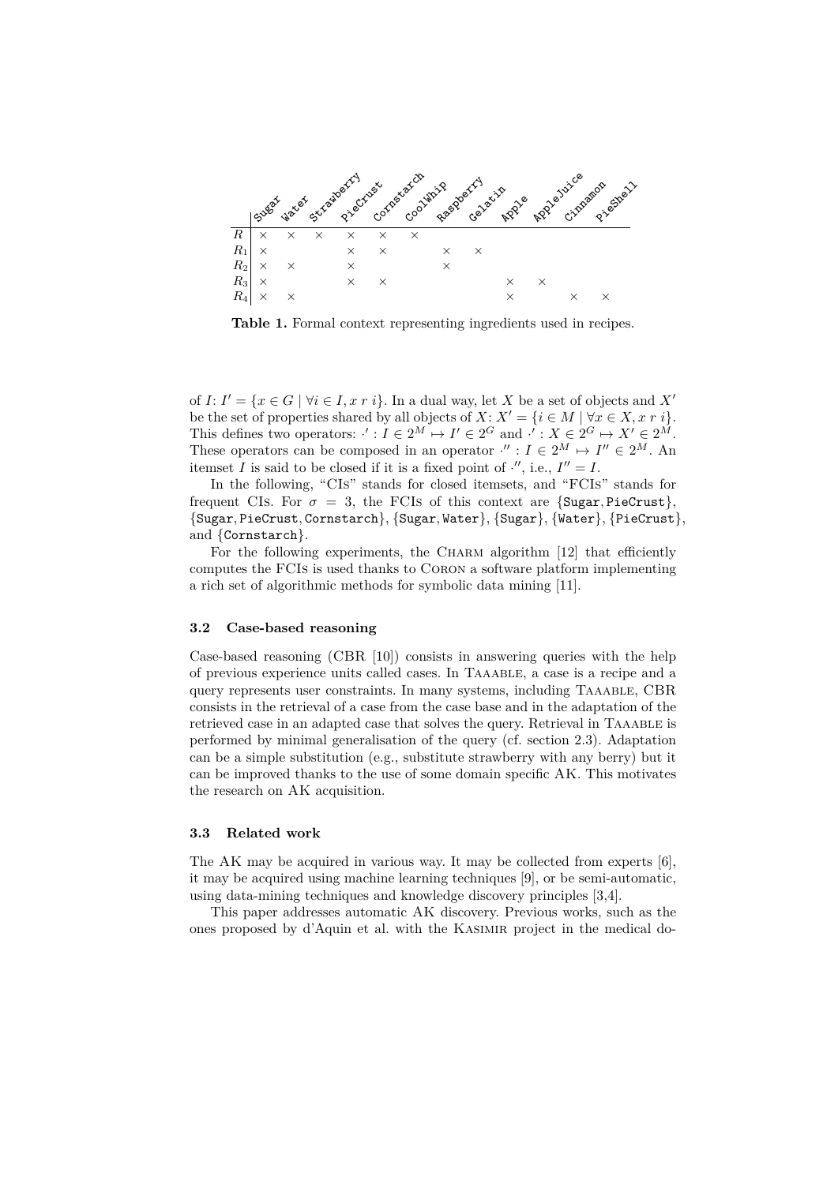|  | Sugar | Water | Strawberry | PieCrust | Cornstarch | CoolWhip | Raspberry | Gelatin | Apple | AppleJuice | Cinnamon | PieShell |
|---|---|---|---|---|---|---|---|---|---|---|---|---|
| $R$ | × | × | × | × | × | × |  |  |  |  |  |  |
| $R_1$ | × |  |  | × | × |  | × | × |  |  |  |  |
| $R_2$ | × | × |  | × |  |  | × |  |  |  |  |  |
| $R_3$ | × |  |  | × | × |  |  |  | × | × |  |  |
| $R_4$ | × | × |  |  |  |  |  |  | × |  | × | × |

**Table 1.** Formal context representing ingredients used in recipes.

of $I$: $I' = \{x \in G \mid \forall i \in I, x\ r\ i\}$. In a dual way, let $X$ be a set of objects and $X'$ be the set of properties shared by all objects of $X$: $X' = \{i \in M \mid \forall x \in X, x\ r\ i\}$. This defines two operators: $\cdot' : I \in 2^M \mapsto I' \in 2^G$ and $\cdot' : X \in 2^G \mapsto X' \in 2^M$. These operators can be composed in an operator $\cdot'' : I \in 2^M \mapsto I'' \in 2^M$. An itemset $I$ is said to be closed if it is a fixed point of $\cdot''$, i.e., $I'' = I$.

In the following, "CIs" stands for closed itemsets, and "FCIs" stands for frequent CIs. For $\sigma = 3$, the FCIs of this context are {Sugar, PieCrust}, {Sugar, PieCrust, Cornstarch}, {Sugar, Water}, {Sugar}, {Water}, {PieCrust}, and {Cornstarch}.

For the following experiments, the Charm algorithm [12] that efficiently computes the FCIs is used thanks to Coron a software platform implementing a rich set of algorithmic methods for symbolic data mining [11].

### 3.2 Case-based reasoning

Case-based reasoning (CBR [10]) consists in answering queries with the help of previous experience units called cases. In Taaable, a case is a recipe and a query represents user constraints. In many systems, including Taaable, CBR consists in the retrieval of a case from the case base and in the adaptation of the retrieved case in an adapted case that solves the query. Retrieval in Taaable is performed by minimal generalisation of the query (cf. section 2.3). Adaptation can be a simple substitution (e.g., substitute strawberry with any berry) but it can be improved thanks to the use of some domain specific AK. This motivates the research on AK acquisition.

### 3.3 Related work

The AK may be acquired in various way. It may be collected from experts [6], it may be acquired using machine learning techniques [9], or be semi-automatic, using data-mining techniques and knowledge discovery principles [3,4].

This paper addresses automatic AK discovery. Previous works, such as the ones proposed by d'Aquin et al. with the Kasimir project in the medical do-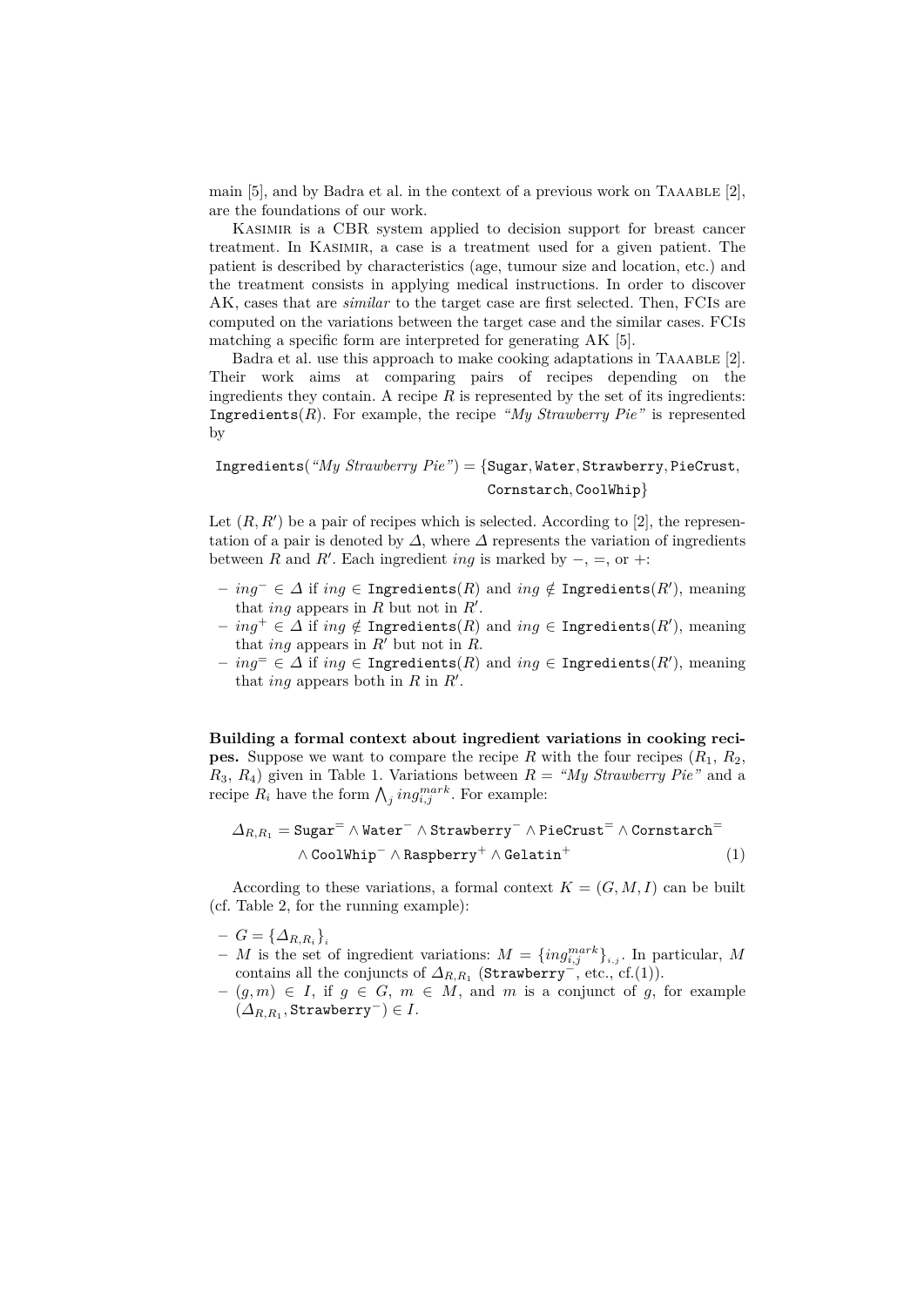main [5], and by Badra et al. in the context of a previous work on Taaable [2], are the foundations of our work.

Kasimir is a CBR system applied to decision support for breast cancer treatment. In Kasimir, a case is a treatment used for a given patient. The patient is described by characteristics (age, tumour size and location, etc.) and the treatment consists in applying medical instructions. In order to discover AK, cases that are *similar* to the target case are first selected. Then, FCIs are computed on the variations between the target case and the similar cases. FCIs matching a specific form are interpreted for generating AK [5].

Badra et al. use this approach to make cooking adaptations in Taaable [2]. Their work aims at comparing pairs of recipes depending on the ingredients they contain. A recipe $R$ is represented by the set of its ingredients: $\texttt{Ingredients}(R)$. For example, the recipe *"My Strawberry Pie"* is represented by

$$\texttt{Ingredients}(\textit{"My Strawberry Pie"}) = \{\texttt{Sugar}, \texttt{Water}, \texttt{Strawberry}, \texttt{PieCrust}, \texttt{Cornstarch}, \texttt{CoolWhip}\}$$

Let $(R, R')$ be a pair of recipes which is selected. According to [2], the representation of a pair is denoted by $\Delta$, where $\Delta$ represents the variation of ingredients between $R$ and $R'$. Each ingredient $ing$ is marked by $-$, $=$, or $+$:

- $ing^- \in \Delta$ if $ing \in \texttt{Ingredients}(R)$ and $ing \notin \texttt{Ingredients}(R')$, meaning that $ing$ appears in $R$ but not in $R'$.
- $ing^+ \in \Delta$ if $ing \notin \texttt{Ingredients}(R)$ and $ing \in \texttt{Ingredients}(R')$, meaning that $ing$ appears in $R'$ but not in $R$.
- $ing^= \in \Delta$ if $ing \in \texttt{Ingredients}(R)$ and $ing \in \texttt{Ingredients}(R')$, meaning that $ing$ appears both in $R$ in $R'$.

**Building a formal context about ingredient variations in cooking recipes.** Suppose we want to compare the recipe $R$ with the four recipes ($R_1$, $R_2$, $R_3$, $R_4$) given in Table 1. Variations between $R$ = *"My Strawberry Pie"* and a recipe $R_i$ have the form $\bigwedge_j ing_{i,j}^{mark}$. For example:

$$\Delta_{R,R_1} = \texttt{Sugar}^= \wedge \texttt{Water}^- \wedge \texttt{Strawberry}^- \wedge \texttt{PieCrust}^= \wedge \texttt{Cornstarch}^= \wedge \texttt{CoolWhip}^- \wedge \texttt{Raspberry}^+ \wedge \texttt{Gelatin}^+ \quad (1)$$

According to these variations, a formal context $K = (G, M, I)$ can be built (cf. Table 2, for the running example):

- $G = \{\Delta_{R,R_i}\}_i$
- $M$ is the set of ingredient variations: $M = \{ing_{i,j}^{mark}\}_{i,j}$. In particular, $M$ contains all the conjuncts of $\Delta_{R,R_1}$ ($\texttt{Strawberry}^-$, etc., cf.(1)).
- $(g, m) \in I$, if $g \in G$, $m \in M$, and $m$ is a conjunct of $g$, for example $(\Delta_{R,R_1}, \texttt{Strawberry}^-) \in I$.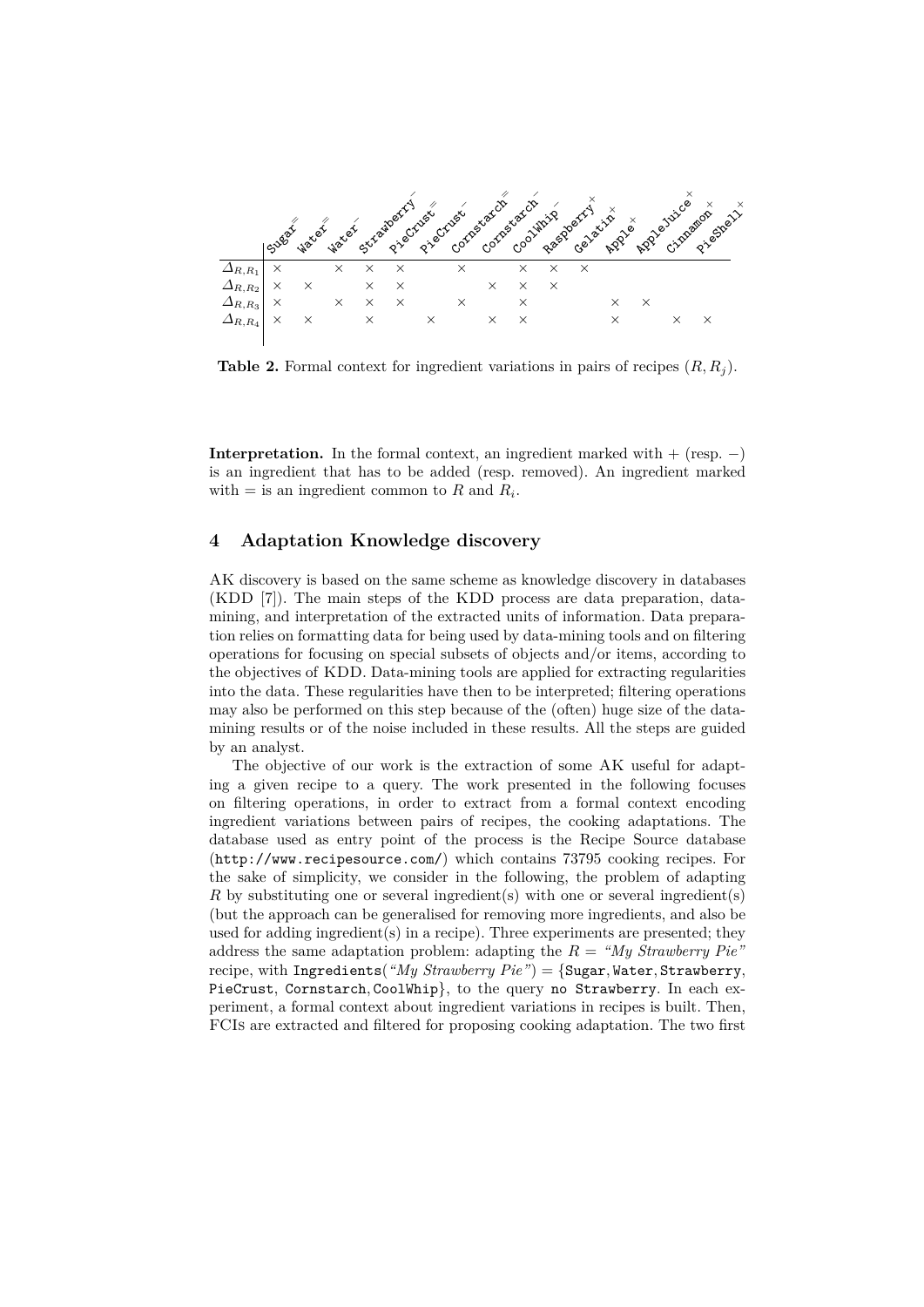| | Sugar$^=$ | Water$^=$ | Water$^-$ | Strawberry$^-$ | PieCrust$^=$ | PieCrust$^-$ | Cornstarch$^=$ | Cornstarch$^-$ | CoolWhip$^-$ | Raspberry$^+$ | Gelatin$^+$ | Apple$^+$ | AppleJuice$^+$ | Cinnamon$^+$ | PieShell$^+$ |
|---|---|---|---|---|---|---|---|---|---|---|---|---|---|---|---|
| $\Delta_{R,R_1}$ | × | | × | × | × | | × | | × | × | × | | | | |
| $\Delta_{R,R_2}$ | × | × | | × | × | | | × | × | × | | | | | |
| $\Delta_{R,R_3}$ | × | | × | × | × | | × | | × | | | × | × | | |
| $\Delta_{R,R_4}$ | × | × | | × | | × | | × | × | | | × | | × | × |

**Table 2.** Formal context for ingredient variations in pairs of recipes $(R, R_j)$.

**Interpretation.** In the formal context, an ingredient marked with $+$ (resp. $-$) is an ingredient that has to be added (resp. removed). An ingredient marked with $=$ is an ingredient common to $R$ and $R_i$.

## 4 Adaptation Knowledge discovery

AK discovery is based on the same scheme as knowledge discovery in databases (KDD [7]). The main steps of the KDD process are data preparation, data-mining, and interpretation of the extracted units of information. Data preparation relies on formatting data for being used by data-mining tools and on filtering operations for focusing on special subsets of objects and/or items, according to the objectives of KDD. Data-mining tools are applied for extracting regularities into the data. These regularities have then to be interpreted; filtering operations may also be performed on this step because of the (often) huge size of the data-mining results or of the noise included in these results. All the steps are guided by an analyst.

The objective of our work is the extraction of some AK useful for adapting a given recipe to a query. The work presented in the following focuses on filtering operations, in order to extract from a formal context encoding ingredient variations between pairs of recipes, the cooking adaptations. The database used as entry point of the process is the Recipe Source database (`http://www.recipesource.com/`) which contains 73795 cooking recipes. For the sake of simplicity, we consider in the following, the problem of adapting $R$ by substituting one or several ingredient(s) with one or several ingredient(s) (but the approach can be generalised for removing more ingredients, and also be used for adding ingredient(s) in a recipe). Three experiments are presented; they address the same adaptation problem: adapting the $R =$ *"My Strawberry Pie"* recipe, with `Ingredients`(*"My Strawberry Pie"*) $=$ {`Sugar`, `Water`, `Strawberry`, `PieCrust`, `Cornstarch`, `CoolWhip`}, to the query `no Strawberry`. In each experiment, a formal context about ingredient variations in recipes is built. Then, FCIs are extracted and filtered for proposing cooking adaptation. The two first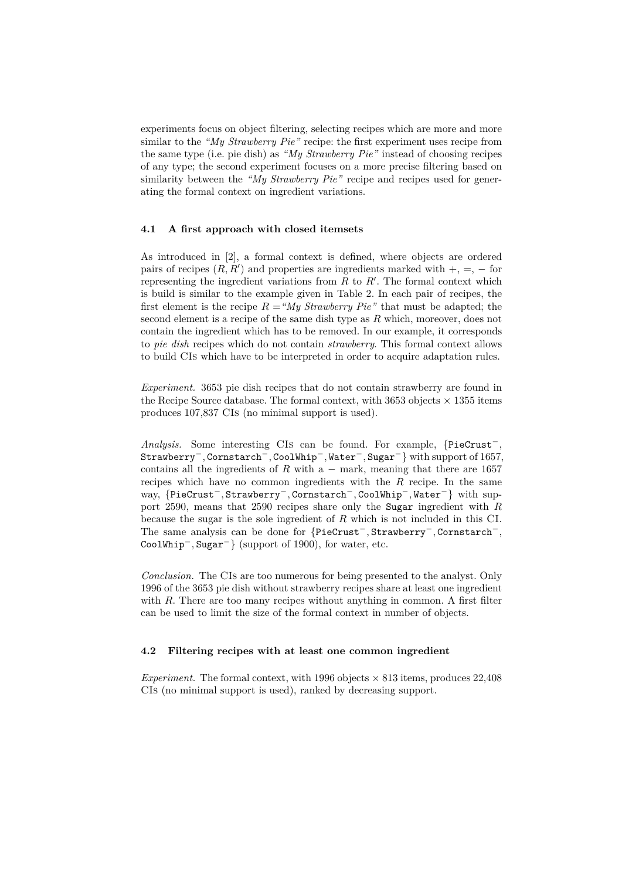experiments focus on object filtering, selecting recipes which are more and more similar to the *"My Strawberry Pie"* recipe: the first experiment uses recipe from the same type (i.e. pie dish) as *"My Strawberry Pie"* instead of choosing recipes of any type; the second experiment focuses on a more precise filtering based on similarity between the *"My Strawberry Pie"* recipe and recipes used for generating the formal context on ingredient variations.

### 4.1 A first approach with closed itemsets

As introduced in [2], a formal context is defined, where objects are ordered pairs of recipes $(R, R')$ and properties are ingredients marked with $+, =, -$ for representing the ingredient variations from $R$ to $R'$. The formal context which is build is similar to the example given in Table 2. In each pair of recipes, the first element is the recipe $R =$ *"My Strawberry Pie"* that must be adapted; the second element is a recipe of the same dish type as $R$ which, moreover, does not contain the ingredient which has to be removed. In our example, it corresponds to *pie dish* recipes which do not contain *strawberry*. This formal context allows to build CIs which have to be interpreted in order to acquire adaptation rules.

*Experiment.* 3653 pie dish recipes that do not contain strawberry are found in the Recipe Source database. The formal context, with 3653 objects $\times$ 1355 items produces 107,837 CIs (no minimal support is used).

*Analysis.* Some interesting CIs can be found. For example, $\{\texttt{PieCrust}^-, \texttt{Strawberry}^-, \texttt{Cornstarch}^-, \texttt{CoolWhip}^-, \texttt{Water}^-, \texttt{Sugar}^-\}$ with support of 1657, contains all the ingredients of $R$ with a $-$ mark, meaning that there are 1657 recipes which have no common ingredients with the $R$ recipe. In the same way, $\{\texttt{PieCrust}^-, \texttt{Strawberry}^-, \texttt{Cornstarch}^-, \texttt{CoolWhip}^-, \texttt{Water}^-\}$ with support 2590, means that 2590 recipes share only the `Sugar` ingredient with $R$ because the sugar is the sole ingredient of $R$ which is not included in this CI. The same analysis can be done for $\{\texttt{PieCrust}^-, \texttt{Strawberry}^-, \texttt{Cornstarch}^-, \texttt{CoolWhip}^-, \texttt{Sugar}^-\}$ (support of 1900), for water, etc.

*Conclusion.* The CIs are too numerous for being presented to the analyst. Only 1996 of the 3653 pie dish without strawberry recipes share at least one ingredient with $R$. There are too many recipes without anything in common. A first filter can be used to limit the size of the formal context in number of objects.

### 4.2 Filtering recipes with at least one common ingredient

*Experiment.* The formal context, with 1996 objects $\times$ 813 items, produces 22,408 CIs (no minimal support is used), ranked by decreasing support.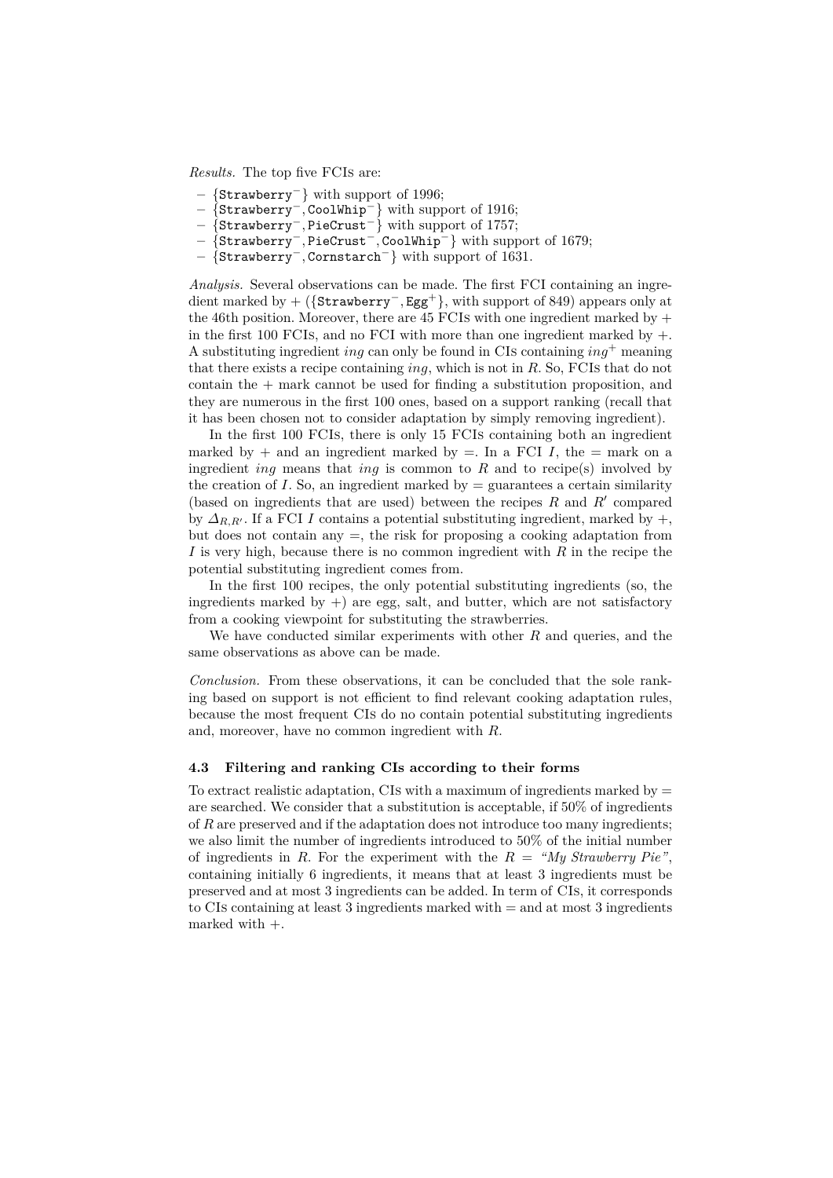*Results.* The top five FCIs are:

- $\{\texttt{Strawberry}^-\}$ with support of 1996;
- $\{\texttt{Strawberry}^-, \texttt{CoolWhip}^-\}$ with support of 1916;
- $\{\texttt{Strawberry}^-, \texttt{PieCrust}^-\}$ with support of 1757;
- $\{\texttt{Strawberry}^-, \texttt{PieCrust}^-, \texttt{CoolWhip}^-\}$ with support of 1679;
- $\{\texttt{Strawberry}^-, \texttt{Cornstarch}^-\}$ with support of 1631.

*Analysis.* Several observations can be made. The first FCI containing an ingredient marked by + ($\{\texttt{Strawberry}^-, \texttt{Egg}^+\}$, with support of 849) appears only at the 46th position. Moreover, there are 45 FCIs with one ingredient marked by + in the first 100 FCIs, and no FCI with more than one ingredient marked by +. A substituting ingredient *ing* can only be found in CIs containing $ing^+$ meaning that there exists a recipe containing *ing*, which is not in $R$. So, FCIs that do not contain the + mark cannot be used for finding a substitution proposition, and they are numerous in the first 100 ones, based on a support ranking (recall that it has been chosen not to consider adaptation by simply removing ingredient).

In the first 100 FCIs, there is only 15 FCIs containing both an ingredient marked by + and an ingredient marked by =. In a FCI $I$, the = mark on a ingredient *ing* means that *ing* is common to $R$ and to recipe(s) involved by the creation of $I$. So, an ingredient marked by = guarantees a certain similarity (based on ingredients that are used) between the recipes $R$ and $R'$ compared by $\Delta_{R,R'}$. If a FCI $I$ contains a potential substituting ingredient, marked by +, but does not contain any =, the risk for proposing a cooking adaptation from $I$ is very high, because there is no common ingredient with $R$ in the recipe the potential substituting ingredient comes from.

In the first 100 recipes, the only potential substituting ingredients (so, the ingredients marked by +) are egg, salt, and butter, which are not satisfactory from a cooking viewpoint for substituting the strawberries.

We have conducted similar experiments with other $R$ and queries, and the same observations as above can be made.

*Conclusion.* From these observations, it can be concluded that the sole ranking based on support is not efficient to find relevant cooking adaptation rules, because the most frequent CIs do no contain potential substituting ingredients and, moreover, have no common ingredient with $R$.

### 4.3 Filtering and ranking CIs according to their forms

To extract realistic adaptation, CIs with a maximum of ingredients marked by = are searched. We consider that a substitution is acceptable, if 50% of ingredients of $R$ are preserved and if the adaptation does not introduce too many ingredients; we also limit the number of ingredients introduced to 50% of the initial number of ingredients in $R$. For the experiment with the $R$ = *"My Strawberry Pie"*, containing initially 6 ingredients, it means that at least 3 ingredients must be preserved and at most 3 ingredients can be added. In term of CIs, it corresponds to CIs containing at least 3 ingredients marked with = and at most 3 ingredients marked with +.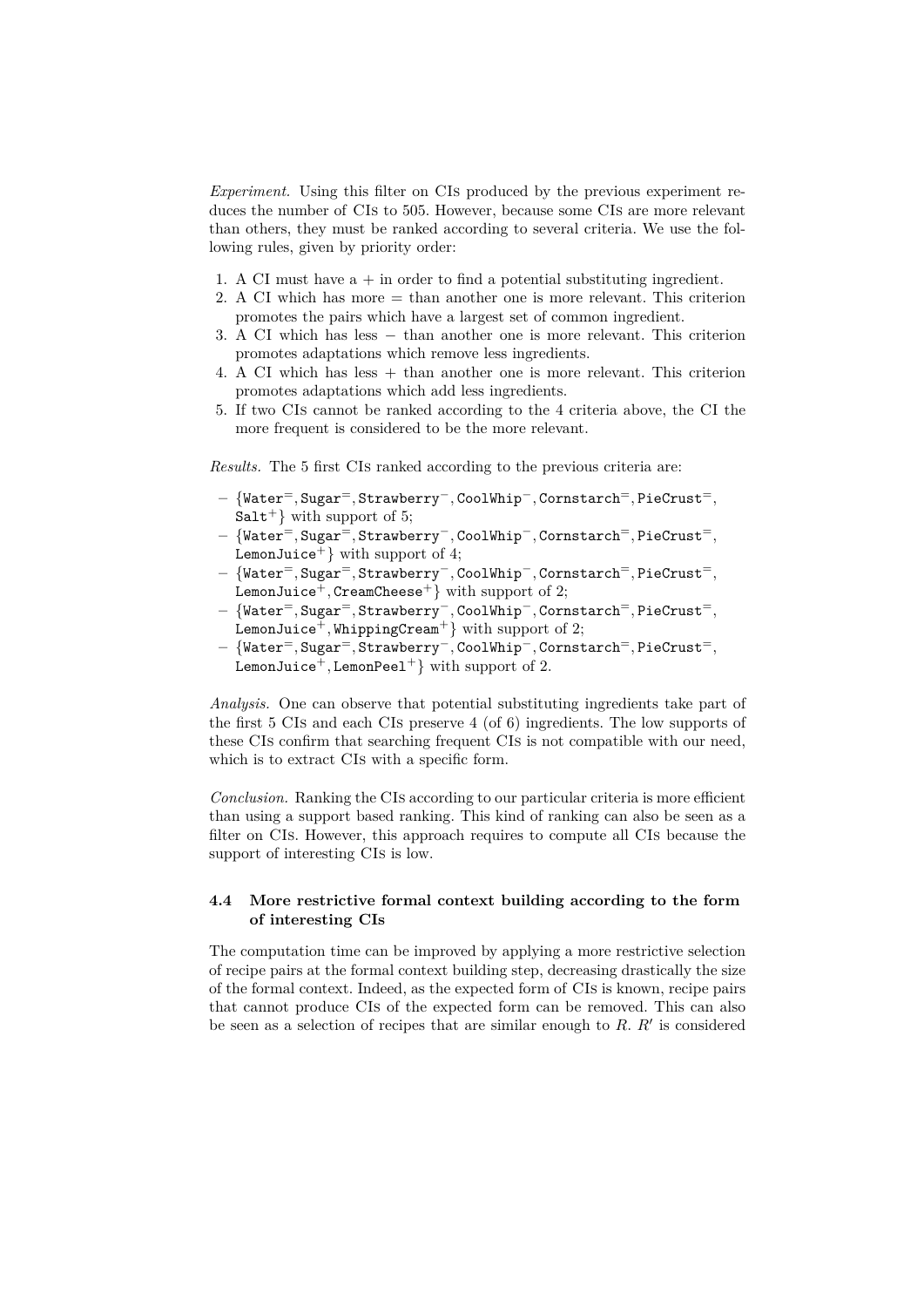*Experiment.* Using this filter on CIs produced by the previous experiment reduces the number of CIs to 505. However, because some CIs are more relevant than others, they must be ranked according to several criteria. We use the following rules, given by priority order:

1. A CI must have a + in order to find a potential substituting ingredient.
2. A CI which has more = than another one is more relevant. This criterion promotes the pairs which have a largest set of common ingredient.
3. A CI which has less − than another one is more relevant. This criterion promotes adaptations which remove less ingredients.
4. A CI which has less + than another one is more relevant. This criterion promotes adaptations which add less ingredients.
5. If two CIs cannot be ranked according to the 4 criteria above, the CI the more frequent is considered to be the more relevant.

*Results.* The 5 first CIs ranked according to the previous criteria are:

- $\{\texttt{Water}^=, \texttt{Sugar}^=, \texttt{Strawberry}^-, \texttt{CoolWhip}^-, \texttt{Cornstarch}^=, \texttt{PieCrust}^=, \texttt{Salt}^+\}$ with support of 5;
- $\{\texttt{Water}^=, \texttt{Sugar}^=, \texttt{Strawberry}^-, \texttt{CoolWhip}^-, \texttt{Cornstarch}^=, \texttt{PieCrust}^=, \texttt{LemonJuice}^+\}$ with support of 4;
- $\{\texttt{Water}^=, \texttt{Sugar}^=, \texttt{Strawberry}^-, \texttt{CoolWhip}^-, \texttt{Cornstarch}^=, \texttt{PieCrust}^=, \texttt{LemonJuice}^+, \texttt{CreamCheese}^+\}$ with support of 2;
- $\{\texttt{Water}^=, \texttt{Sugar}^=, \texttt{Strawberry}^-, \texttt{CoolWhip}^-, \texttt{Cornstarch}^=, \texttt{PieCrust}^=, \texttt{LemonJuice}^+, \texttt{WhippingCream}^+\}$ with support of 2;
- $\{\texttt{Water}^=, \texttt{Sugar}^=, \texttt{Strawberry}^-, \texttt{CoolWhip}^-, \texttt{Cornstarch}^=, \texttt{PieCrust}^=, \texttt{LemonJuice}^+, \texttt{LemonPeel}^+\}$ with support of 2.

*Analysis.* One can observe that potential substituting ingredients take part of the first 5 CIs and each CIs preserve 4 (of 6) ingredients. The low supports of these CIs confirm that searching frequent CIs is not compatible with our need, which is to extract CIs with a specific form.

*Conclusion.* Ranking the CIs according to our particular criteria is more efficient than using a support based ranking. This kind of ranking can also be seen as a filter on CIs. However, this approach requires to compute all CIs because the support of interesting CIs is low.

### 4.4 More restrictive formal context building according to the form of interesting CIs

The computation time can be improved by applying a more restrictive selection of recipe pairs at the formal context building step, decreasing drastically the size of the formal context. Indeed, as the expected form of CIs is known, recipe pairs that cannot produce CIs of the expected form can be removed. This can also be seen as a selection of recipes that are similar enough to $R$. $R'$ is considered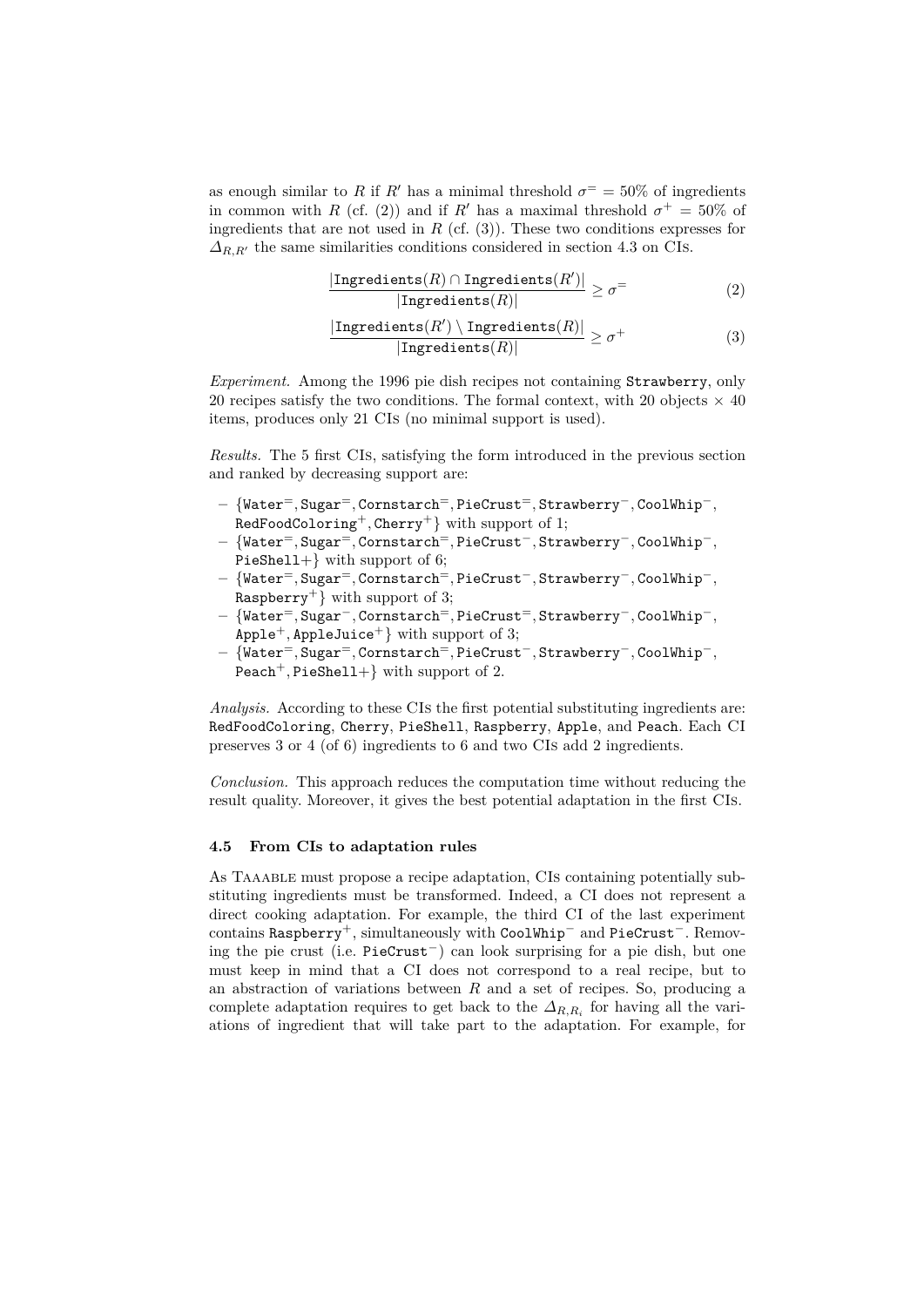as enough similar to $R$ if $R'$ has a minimal threshold $\sigma^= = 50\%$ of ingredients in common with $R$ (cf. (2)) and if $R'$ has a maximal threshold $\sigma^+ = 50\%$ of ingredients that are not used in $R$ (cf. (3)). These two conditions expresses for $\Delta_{R,R'}$ the same similarities conditions considered in section 4.3 on CIs.

$$\frac{|\texttt{Ingredients}(R) \cap \texttt{Ingredients}(R')|}{|\texttt{Ingredients}(R)|} \geq \sigma^= \tag{2}$$

$$\frac{|\texttt{Ingredients}(R') \setminus \texttt{Ingredients}(R)|}{|\texttt{Ingredients}(R)|} \geq \sigma^+ \tag{3}$$

*Experiment.* Among the 1996 pie dish recipes not containing `Strawberry`, only 20 recipes satisfy the two conditions. The formal context, with 20 objects $\times$ 40 items, produces only 21 CIs (no minimal support is used).

*Results.* The 5 first CIs, satisfying the form introduced in the previous section and ranked by decreasing support are:

- $\{\texttt{Water}^=, \texttt{Sugar}^=, \texttt{Cornstarch}^=, \texttt{PieCrust}^=, \texttt{Strawberry}^-, \texttt{CoolWhip}^-, \texttt{RedFoodColoring}^+, \texttt{Cherry}^+\}$ with support of 1;
- $\{\texttt{Water}^=, \texttt{Sugar}^=, \texttt{Cornstarch}^=, \texttt{PieCrust}^-, \texttt{Strawberry}^-, \texttt{CoolWhip}^-, \texttt{PieShell}+\}$ with support of 6;
- $\{\texttt{Water}^=, \texttt{Sugar}^=, \texttt{Cornstarch}^=, \texttt{PieCrust}^-, \texttt{Strawberry}^-, \texttt{CoolWhip}^-, \texttt{Raspberry}^+\}$ with support of 3;
- $\{\texttt{Water}^=, \texttt{Sugar}^-, \texttt{Cornstarch}^=, \texttt{PieCrust}^=, \texttt{Strawberry}^-, \texttt{CoolWhip}^-, \texttt{Apple}^+, \texttt{AppleJuice}^+\}$ with support of 3;
- $\{\texttt{Water}^=, \texttt{Sugar}^=, \texttt{Cornstarch}^=, \texttt{PieCrust}^-, \texttt{Strawberry}^-, \texttt{CoolWhip}^-, \texttt{Peach}^+, \texttt{PieShell}+\}$ with support of 2.

*Analysis.* According to these CIs the first potential substituting ingredients are: `RedFoodColoring`, `Cherry`, `PieShell`, `Raspberry`, `Apple`, and `Peach`. Each CI preserves 3 or 4 (of 6) ingredients to 6 and two CIs add 2 ingredients.

*Conclusion.* This approach reduces the computation time without reducing the result quality. Moreover, it gives the best potential adaptation in the first CIs.

### 4.5 From CIs to adaptation rules

As Taaable must propose a recipe adaptation, CIs containing potentially substituting ingredients must be transformed. Indeed, a CI does not represent a direct cooking adaptation. For example, the third CI of the last experiment contains $\texttt{Raspberry}^+$, simultaneously with $\texttt{CoolWhip}^-$ and $\texttt{PieCrust}^-$. Removing the pie crust (i.e. $\texttt{PieCrust}^-$) can look surprising for a pie dish, but one must keep in mind that a CI does not correspond to a real recipe, but to an abstraction of variations between $R$ and a set of recipes. So, producing a complete adaptation requires to get back to the $\Delta_{R,R_i}$ for having all the variations of ingredient that will take part to the adaptation. For example, for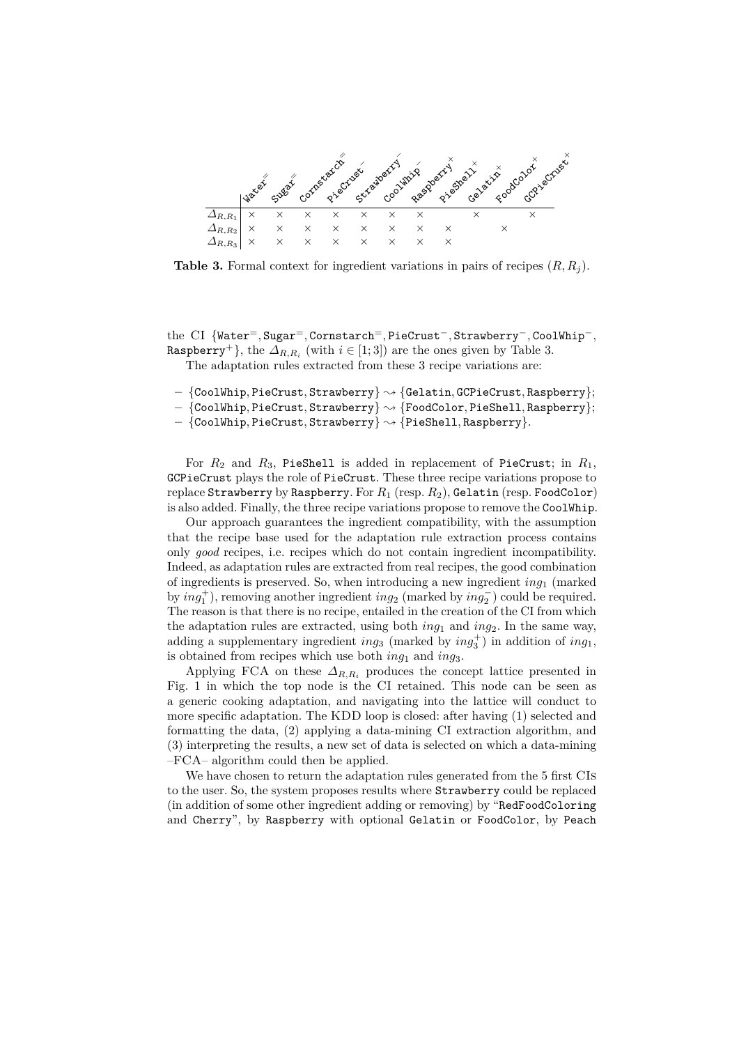| | $\texttt{Water}^{=}$ | $\texttt{Sugar}^{=}$ | $\texttt{Cornstarch}^{=}$ | $\texttt{PieCrust}^{-}$ | $\texttt{Strawberry}^{-}$ | $\texttt{CoolWhip}^{-}$ | $\texttt{Raspberry}^{+}$ | $\texttt{PieShell}^{+}$ | $\texttt{Gelatin}^{+}$ | $\texttt{FoodColor}^{+}$ | $\texttt{GCPieCrust}^{+}$ |
|---|---|---|---|---|---|---|---|---|---|---|---|
| $\Delta_{R,R_1}$ | × | × | × | × | × | × | × | | × | | × |
| $\Delta_{R,R_2}$ | × | × | × | × | × | × | × | × | | × | |
| $\Delta_{R,R_3}$ | × | × | × | × | × | × | × | × | | | |

**Table 3.** Formal context for ingredient variations in pairs of recipes $(R, R_j)$.

the CI {$\texttt{Water}^{=}$, $\texttt{Sugar}^{=}$, $\texttt{Cornstarch}^{=}$, $\texttt{PieCrust}^{-}$, $\texttt{Strawberry}^{-}$, $\texttt{CoolWhip}^{-}$, $\texttt{Raspberry}^{+}$}, the $\Delta_{R,R_i}$ (with $i \in [1;3]$) are the ones given by Table 3.

The adaptation rules extracted from these 3 recipe variations are:

- {CoolWhip, PieCrust, Strawberry} $\rightsquigarrow$ {Gelatin, GCPieCrust, Raspberry};
- {CoolWhip, PieCrust, Strawberry} $\rightsquigarrow$ {FoodColor, PieShell, Raspberry};
- {CoolWhip, PieCrust, Strawberry} $\rightsquigarrow$ {PieShell, Raspberry}.

For $R_2$ and $R_3$, PieShell is added in replacement of PieCrust; in $R_1$, GCPieCrust plays the role of PieCrust. These three recipe variations propose to replace Strawberry by Raspberry. For $R_1$ (resp. $R_2$), Gelatin (resp. FoodColor) is also added. Finally, the three recipe variations propose to remove the CoolWhip.

Our approach guarantees the ingredient compatibility, with the assumption that the recipe base used for the adaptation rule extraction process contains only *good* recipes, i.e. recipes which do not contain ingredient incompatibility. Indeed, as adaptation rules are extracted from real recipes, the good combination of ingredients is preserved. So, when introducing a new ingredient $ing_1$ (marked by $ing_1^+$), removing another ingredient $ing_2$ (marked by $ing_2^-$) could be required. The reason is that there is no recipe, entailed in the creation of the CI from which the adaptation rules are extracted, using both $ing_1$ and $ing_2$. In the same way, adding a supplementary ingredient $ing_3$ (marked by $ing_3^+$) in addition of $ing_1$, is obtained from recipes which use both $ing_1$ and $ing_3$.

Applying FCA on these $\Delta_{R,R_i}$ produces the concept lattice presented in Fig. 1 in which the top node is the CI retained. This node can be seen as a generic cooking adaptation, and navigating into the lattice will conduct to more specific adaptation. The KDD loop is closed: after having (1) selected and formatting the data, (2) applying a data-mining CI extraction algorithm, and (3) interpreting the results, a new set of data is selected on which a data-mining –FCA– algorithm could then be applied.

We have chosen to return the adaptation rules generated from the 5 first CIs to the user. So, the system proposes results where Strawberry could be replaced (in addition of some other ingredient adding or removing) by "RedFoodColoring and Cherry", by Raspberry with optional Gelatin or FoodColor, by Peach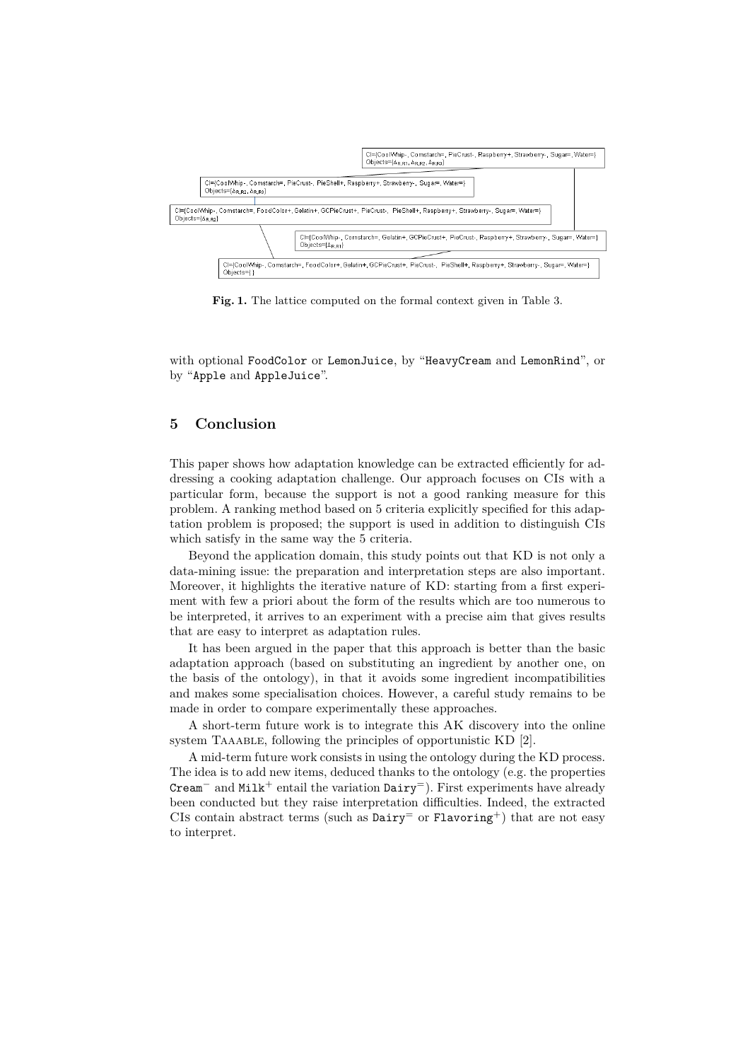CI={CoolWhip-, Cornstarch=, PieCrust-, Raspberry+, Strawberry-, Sugar=, Water=}
Objects={$A_{R,R1}$, $A_{R,R2}$, $A_{R,R3}$}

CI={CoolWhip-, Cornstarch=, PieCrust-, PieShell+, Raspberry+, Strawberry-, Sugar=, Water=}
Objects={$A_{R,R2}$, $A_{R,R3}$}

CI={CoolWhip-, Cornstarch=, FoodColor+, Gelatin+, GCPieCrust+, PieCrust-, PieShell+, Raspberry+, Strawberry-, Sugar=, Water=}
Objects={$A_{R,R2}$}

CI={CoolWhip-, Cornstarch=, Gelatin+, GCPieCrust+, PieCrust-, Raspberry+, Strawberry-, Sugar=, Water=}
Objects={$A_{R,R1}$}

CI={CoolWhip-, Cornstarch=, FoodColor+, Gelatin+, GCPieCrust+, PieCrust-, PieShell+, Raspberry+, Strawberry-, Sugar=, Water=}
Objects={ }

**Fig. 1.** The lattice computed on the formal context given in Table 3.

with optional `FoodColor` or `LemonJuice`, by "`HeavyCream` and `LemonRind`", or by "`Apple` and `AppleJuice`".

## 5 Conclusion

This paper shows how adaptation knowledge can be extracted efficiently for addressing a cooking adaptation challenge. Our approach focuses on CIs with a particular form, because the support is not a good ranking measure for this problem. A ranking method based on 5 criteria explicitly specified for this adaptation problem is proposed; the support is used in addition to distinguish CIs which satisfy in the same way the 5 criteria.

Beyond the application domain, this study points out that KD is not only a data-mining issue: the preparation and interpretation steps are also important. Moreover, it highlights the iterative nature of KD: starting from a first experiment with few a priori about the form of the results which are too numerous to be interpreted, it arrives to an experiment with a precise aim that gives results that are easy to interpret as adaptation rules.

It has been argued in the paper that this approach is better than the basic adaptation approach (based on substituting an ingredient by another one, on the basis of the ontology), in that it avoids some ingredient incompatibilities and makes some specialisation choices. However, a careful study remains to be made in order to compare experimentally these approaches.

A short-term future work is to integrate this AK discovery into the online system TAAABLE, following the principles of opportunistic KD [2].

A mid-term future work consists in using the ontology during the KD process. The idea is to add new items, deduced thanks to the ontology (e.g. the properties $\texttt{Cream}^-$ and $\texttt{Milk}^+$ entail the variation $\texttt{Dairy}^=$). First experiments have already been conducted but they raise interpretation difficulties. Indeed, the extracted CIs contain abstract terms (such as $\texttt{Dairy}^=$ or $\texttt{Flavoring}^+$) that are not easy to interpret.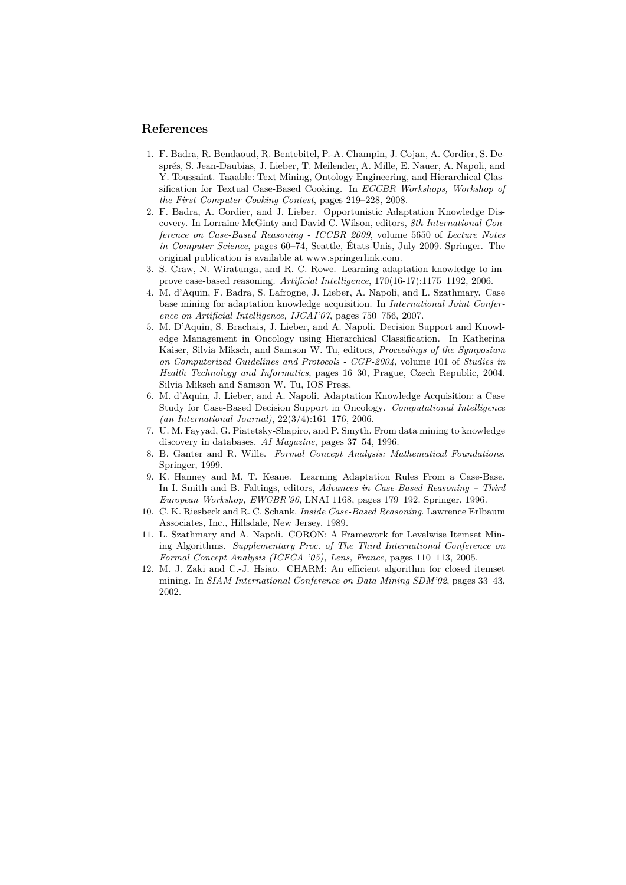## References

1. F. Badra, R. Bendaoud, R. Bentebitel, P.-A. Champin, J. Cojan, A. Cordier, S. Després, S. Jean-Daubias, J. Lieber, T. Meilender, A. Mille, E. Nauer, A. Napoli, and Y. Toussaint. Taaable: Text Mining, Ontology Engineering, and Hierarchical Classification for Textual Case-Based Cooking. In *ECCBR Workshops, Workshop of the First Computer Cooking Contest*, pages 219–228, 2008.
2. F. Badra, A. Cordier, and J. Lieber. Opportunistic Adaptation Knowledge Discovery. In Lorraine McGinty and David C. Wilson, editors, *8th International Conference on Case-Based Reasoning - ICCBR 2009*, volume 5650 of *Lecture Notes in Computer Science*, pages 60–74, Seattle, États-Unis, July 2009. Springer. The original publication is available at www.springerlink.com.
3. S. Craw, N. Wiratunga, and R. C. Rowe. Learning adaptation knowledge to improve case-based reasoning. *Artificial Intelligence*, 170(16-17):1175–1192, 2006.
4. M. d'Aquin, F. Badra, S. Lafrogne, J. Lieber, A. Napoli, and L. Szathmary. Case base mining for adaptation knowledge acquisition. In *International Joint Conference on Artificial Intelligence, IJCAI'07*, pages 750–756, 2007.
5. M. D'Aquin, S. Brachais, J. Lieber, and A. Napoli. Decision Support and Knowledge Management in Oncology using Hierarchical Classification. In Katherina Kaiser, Silvia Miksch, and Samson W. Tu, editors, *Proceedings of the Symposium on Computerized Guidelines and Protocols - CGP-2004*, volume 101 of *Studies in Health Technology and Informatics*, pages 16–30, Prague, Czech Republic, 2004. Silvia Miksch and Samson W. Tu, IOS Press.
6. M. d'Aquin, J. Lieber, and A. Napoli. Adaptation Knowledge Acquisition: a Case Study for Case-Based Decision Support in Oncology. *Computational Intelligence (an International Journal)*, 22(3/4):161–176, 2006.
7. U. M. Fayyad, G. Piatetsky-Shapiro, and P. Smyth. From data mining to knowledge discovery in databases. *AI Magazine*, pages 37–54, 1996.
8. B. Ganter and R. Wille. *Formal Concept Analysis: Mathematical Foundations*. Springer, 1999.
9. K. Hanney and M. T. Keane. Learning Adaptation Rules From a Case-Base. In I. Smith and B. Faltings, editors, *Advances in Case-Based Reasoning – Third European Workshop, EWCBR'96*, LNAI 1168, pages 179–192. Springer, 1996.
10. C. K. Riesbeck and R. C. Schank. *Inside Case-Based Reasoning*. Lawrence Erlbaum Associates, Inc., Hillsdale, New Jersey, 1989.
11. L. Szathmary and A. Napoli. CORON: A Framework for Levelwise Itemset Mining Algorithms. *Supplementary Proc. of The Third International Conference on Formal Concept Analysis (ICFCA '05), Lens, France*, pages 110–113, 2005.
12. M. J. Zaki and C.-J. Hsiao. CHARM: An efficient algorithm for closed itemset mining. In *SIAM International Conference on Data Mining SDM'02*, pages 33–43, 2002.